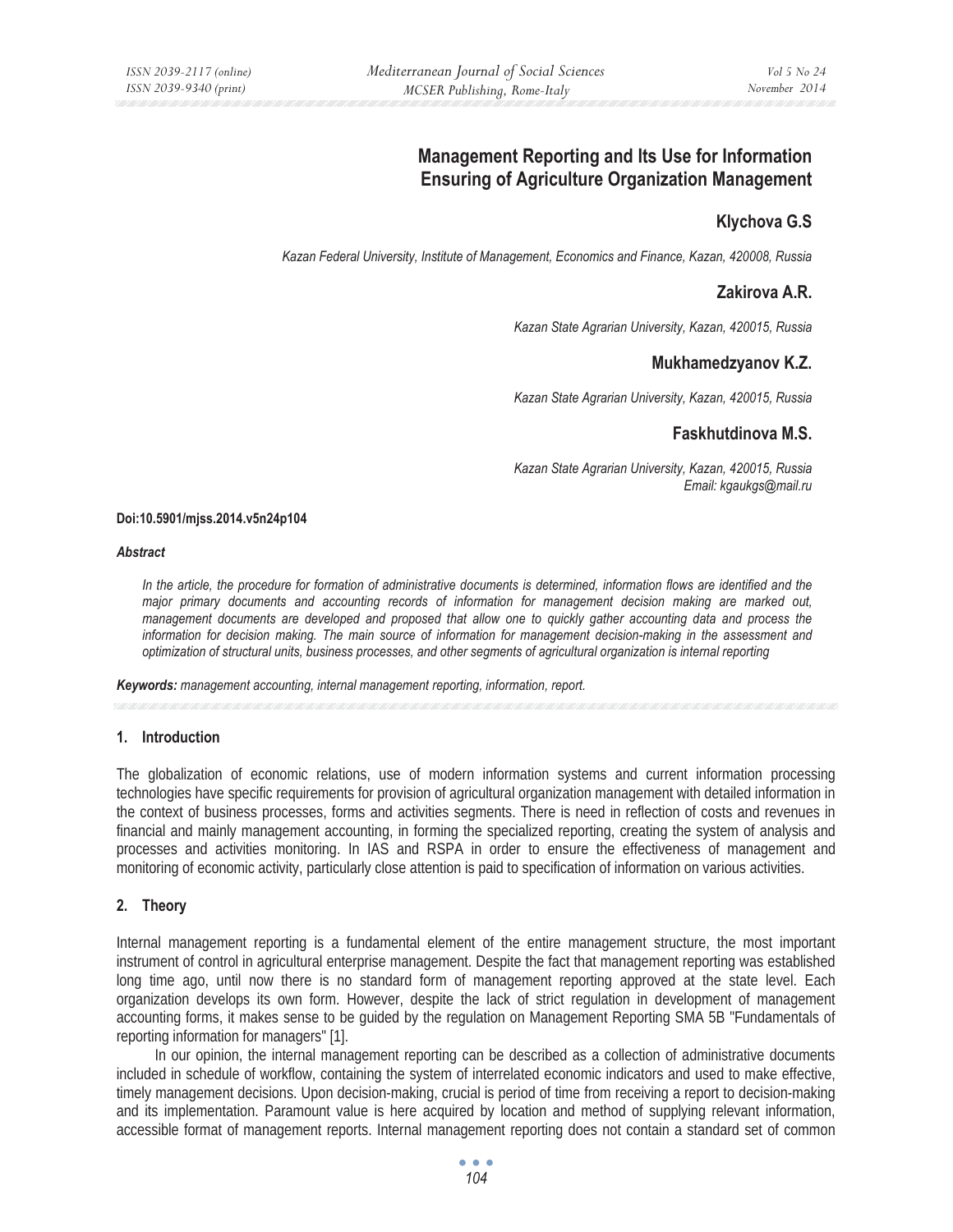# Management Reporting and Its Use for Information Ensuring of Agriculture Organization Management

**Klychova G.S**

*Kazan Federal University, Institute of Management, Economics and Finance, Kazan, 420008, Russia*

**Zakirova A.R.**

*Kazan State Agrarian University, Kazan, 420015, Russia*

**Mukhamedzyanov K.Z.**

*Kazan State Agrarian University, Kazan, 420015, Russia*

**Faskhutdinova M.S.**

*Kazan State Agrarian University, Kazan, 420015, Russia*
*Email: kgaukgs@mail.ru*

**Doi:10.5901/mjss.2014.v5n24p104**

***Abstract***

*In the article, the procedure for formation of administrative documents is determined, information flows are identified and the major primary documents and accounting records of information for management decision making are marked out, management documents are developed and proposed that allow one to quickly gather accounting data and process the information for decision making. The main source of information for management decision-making in the assessment and optimization of structural units, business processes, and other segments of agricultural organization is internal reporting*

***Keywords:*** *management accounting, internal management reporting, information, report.*

## 1. Introduction

The globalization of economic relations, use of modern information systems and current information processing technologies have specific requirements for provision of agricultural organization management with detailed information in the context of business processes, forms and activities segments. There is need in reflection of costs and revenues in financial and mainly management accounting, in forming the specialized reporting, creating the system of analysis and processes and activities monitoring. In IAS and RSPA in order to ensure the effectiveness of management and monitoring of economic activity, particularly close attention is paid to specification of information on various activities.

## 2. Theory

Internal management reporting is a fundamental element of the entire management structure, the most important instrument of control in agricultural enterprise management. Despite the fact that management reporting was established long time ago, until now there is no standard form of management reporting approved at the state level. Each organization develops its own form. However, despite the lack of strict regulation in development of management accounting forms, it makes sense to be guided by the regulation on Management Reporting SMA 5B "Fundamentals of reporting information for managers" [1].

In our opinion, the internal management reporting can be described as a collection of administrative documents included in schedule of workflow, containing the system of interrelated economic indicators and used to make effective, timely management decisions. Upon decision-making, crucial is period of time from receiving a report to decision-making and its implementation. Paramount value is here acquired by location and method of supplying relevant information, accessible format of management reports. Internal management reporting does not contain a standard set of common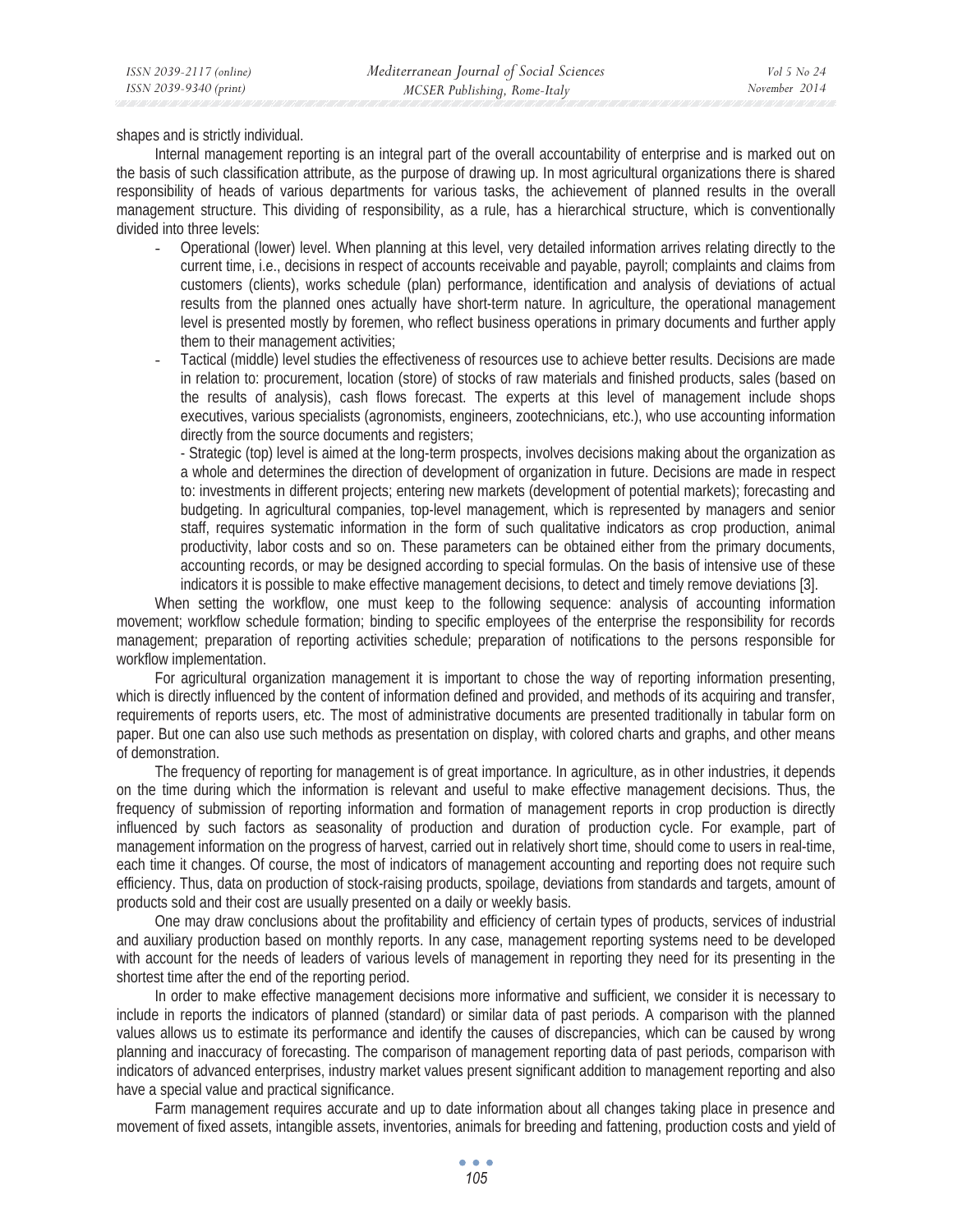shapes and is strictly individual.

Internal management reporting is an integral part of the overall accountability of enterprise and is marked out on the basis of such classification attribute, as the purpose of drawing up. In most agricultural organizations there is shared responsibility of heads of various departments for various tasks, the achievement of planned results in the overall management structure. This dividing of responsibility, as a rule, has a hierarchical structure, which is conventionally divided into three levels:

- Operational (lower) level. When planning at this level, very detailed information arrives relating directly to the current time, i.e., decisions in respect of accounts receivable and payable, payroll; complaints and claims from customers (clients), works schedule (plan) performance, identification and analysis of deviations of actual results from the planned ones actually have short-term nature. In agriculture, the operational management level is presented mostly by foremen, who reflect business operations in primary documents and further apply them to their management activities;
- Tactical (middle) level studies the effectiveness of resources use to achieve better results. Decisions are made in relation to: procurement, location (store) of stocks of raw materials and finished products, sales (based on the results of analysis), cash flows forecast. The experts at this level of management include shops executives, various specialists (agronomists, engineers, zootechnicians, etc.), who use accounting information directly from the source documents and registers;

  - Strategic (top) level is aimed at the long-term prospects, involves decisions making about the organization as a whole and determines the direction of development of organization in future. Decisions are made in respect to: investments in different projects; entering new markets (development of potential markets); forecasting and budgeting. In agricultural companies, top-level management, which is represented by managers and senior staff, requires systematic information in the form of such qualitative indicators as crop production, animal productivity, labor costs and so on. These parameters can be obtained either from the primary documents, accounting records, or may be designed according to special formulas. On the basis of intensive use of these indicators it is possible to make effective management decisions, to detect and timely remove deviations [3].

When setting the workflow, one must keep to the following sequence: analysis of accounting information movement; workflow schedule formation; binding to specific employees of the enterprise the responsibility for records management; preparation of reporting activities schedule; preparation of notifications to the persons responsible for workflow implementation.

For agricultural organization management it is important to chose the way of reporting information presenting, which is directly influenced by the content of information defined and provided, and methods of its acquiring and transfer, requirements of reports users, etc. The most of administrative documents are presented traditionally in tabular form on paper. But one can also use such methods as presentation on display, with colored charts and graphs, and other means of demonstration.

The frequency of reporting for management is of great importance. In agriculture, as in other industries, it depends on the time during which the information is relevant and useful to make effective management decisions. Thus, the frequency of submission of reporting information and formation of management reports in crop production is directly influenced by such factors as seasonality of production and duration of production cycle. For example, part of management information on the progress of harvest, carried out in relatively short time, should come to users in real-time, each time it changes. Of course, the most of indicators of management accounting and reporting does not require such efficiency. Thus, data on production of stock-raising products, spoilage, deviations from standards and targets, amount of products sold and their cost are usually presented on a daily or weekly basis.

One may draw conclusions about the profitability and efficiency of certain types of products, services of industrial and auxiliary production based on monthly reports. In any case, management reporting systems need to be developed with account for the needs of leaders of various levels of management in reporting they need for its presenting in the shortest time after the end of the reporting period.

In order to make effective management decisions more informative and sufficient, we consider it is necessary to include in reports the indicators of planned (standard) or similar data of past periods. A comparison with the planned values allows us to estimate its performance and identify the causes of discrepancies, which can be caused by wrong planning and inaccuracy of forecasting. The comparison of management reporting data of past periods, comparison with indicators of advanced enterprises, industry market values present significant addition to management reporting and also have a special value and practical significance.

Farm management requires accurate and up to date information about all changes taking place in presence and movement of fixed assets, intangible assets, inventories, animals for breeding and fattening, production costs and yield of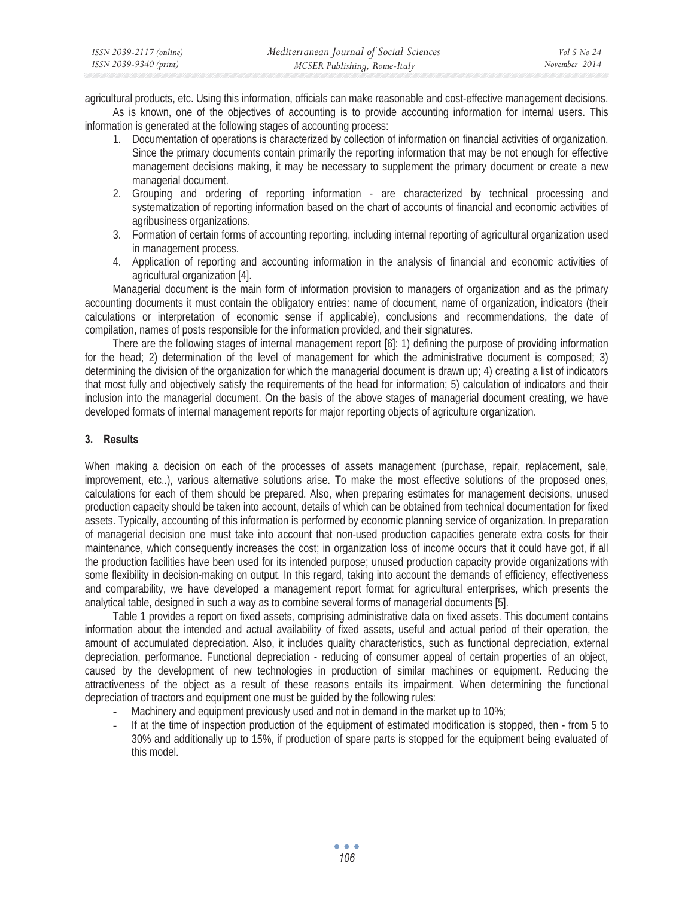agricultural products, etc. Using this information, officials can make reasonable and cost-effective management decisions.

As is known, one of the objectives of accounting is to provide accounting information for internal users. This information is generated at the following stages of accounting process:

1. Documentation of operations is characterized by collection of information on financial activities of organization. Since the primary documents contain primarily the reporting information that may be not enough for effective management decisions making, it may be necessary to supplement the primary document or create a new managerial document.
2. Grouping and ordering of reporting information - are characterized by technical processing and systematization of reporting information based on the chart of accounts of financial and economic activities of agribusiness organizations.
3. Formation of certain forms of accounting reporting, including internal reporting of agricultural organization used in management process.
4. Application of reporting and accounting information in the analysis of financial and economic activities of agricultural organization [4].

Managerial document is the main form of information provision to managers of organization and as the primary accounting documents it must contain the obligatory entries: name of document, name of organization, indicators (their calculations or interpretation of economic sense if applicable), conclusions and recommendations, the date of compilation, names of posts responsible for the information provided, and their signatures.

There are the following stages of internal management report [6]: 1) defining the purpose of providing information for the head; 2) determination of the level of management for which the administrative document is composed; 3) determining the division of the organization for which the managerial document is drawn up; 4) creating a list of indicators that most fully and objectively satisfy the requirements of the head for information; 5) calculation of indicators and their inclusion into the managerial document. On the basis of the above stages of managerial document creating, we have developed formats of internal management reports for major reporting objects of agriculture organization.

## 3. Results

When making a decision on each of the processes of assets management (purchase, repair, replacement, sale, improvement, etc..), various alternative solutions arise. To make the most effective solutions of the proposed ones, calculations for each of them should be prepared. Also, when preparing estimates for management decisions, unused production capacity should be taken into account, details of which can be obtained from technical documentation for fixed assets. Typically, accounting of this information is performed by economic planning service of organization. In preparation of managerial decision one must take into account that non-used production capacities generate extra costs for their maintenance, which consequently increases the cost; in organization loss of income occurs that it could have got, if all the production facilities have been used for its intended purpose; unused production capacity provide organizations with some flexibility in decision-making on output. In this regard, taking into account the demands of efficiency, effectiveness and comparability, we have developed a management report format for agricultural enterprises, which presents the analytical table, designed in such a way as to combine several forms of managerial documents [5].

Table 1 provides a report on fixed assets, comprising administrative data on fixed assets. This document contains information about the intended and actual availability of fixed assets, useful and actual period of their operation, the amount of accumulated depreciation. Also, it includes quality characteristics, such as functional depreciation, external depreciation, performance. Functional depreciation - reducing of consumer appeal of certain properties of an object, caused by the development of new technologies in production of similar machines or equipment. Reducing the attractiveness of the object as a result of these reasons entails its impairment. When determining the functional depreciation of tractors and equipment one must be guided by the following rules:

- Machinery and equipment previously used and not in demand in the market up to 10%;
- If at the time of inspection production of the equipment of estimated modification is stopped, then - from 5 to 30% and additionally up to 15%, if production of spare parts is stopped for the equipment being evaluated of this model.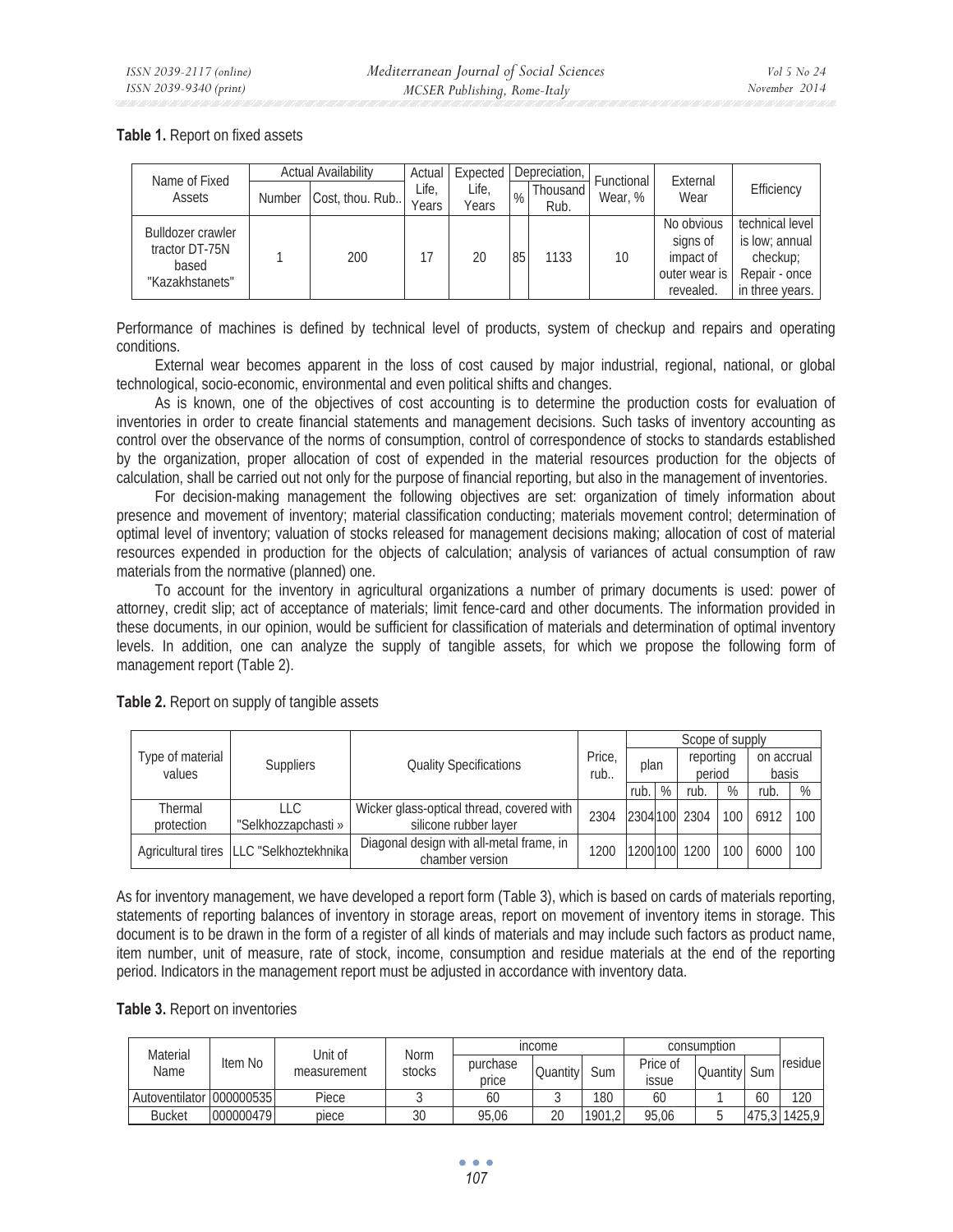**Table 1.** Report on fixed assets

| Name of Fixed Assets | Actual Availability | | Actual Life, Years | Expected Life, Years | Depreciation, | | Functional Wear, % | External Wear | Efficiency |
|---|---|---|---|---|---|---|---|---|---|
| | Number | Cost, thou. Rub.. | | | % | Thousand Rub. | | | |
| Bulldozer crawler tractor DT-75N based "Kazakhstanets" | 1 | 200 | 17 | 20 | 85 | 1133 | 10 | No obvious signs of impact of outer wear is revealed. | technical level is low; annual checkup; Repair - once in three years. |

Performance of machines is defined by technical level of products, system of checkup and repairs and operating conditions.

External wear becomes apparent in the loss of cost caused by major industrial, regional, national, or global technological, socio-economic, environmental and even political shifts and changes.

As is known, one of the objectives of cost accounting is to determine the production costs for evaluation of inventories in order to create financial statements and management decisions. Such tasks of inventory accounting as control over the observance of the norms of consumption, control of correspondence of stocks to standards established by the organization, proper allocation of cost of expended in the material resources production for the objects of calculation, shall be carried out not only for the purpose of financial reporting, but also in the management of inventories.

For decision-making management the following objectives are set: organization of timely information about presence and movement of inventory; material classification conducting; materials movement control; determination of optimal level of inventory; valuation of stocks released for management decisions making; allocation of cost of material resources expended in production for the objects of calculation; analysis of variances of actual consumption of raw materials from the normative (planned) one.

To account for the inventory in agricultural organizations a number of primary documents is used: power of attorney, credit slip; act of acceptance of materials; limit fence-card and other documents. The information provided in these documents, in our opinion, would be sufficient for classification of materials and determination of optimal inventory levels. In addition, one can analyze the supply of tangible assets, for which we propose the following form of management report (Table 2).

**Table 2.** Report on supply of tangible assets

| Type of material values | Suppliers | Quality Specifications | Price, rub.. | Scope of supply | | | | | |
|---|---|---|---|---|---|---|---|---|---|
| | | | | plan | | reporting period | | on accrual basis | |
| | | | | rub. | % | rub. | % | rub. | % |
| Thermal protection | LLC "Selkhozzapchasti » | Wicker glass-optical thread, covered with silicone rubber layer | 2304 | 2304 | 100 | 2304 | 100 | 6912 | 100 |
| Agricultural tires | LLC "Selkhoztekhnika | Diagonal design with all-metal frame, in chamber version | 1200 | 1200 | 100 | 1200 | 100 | 6000 | 100 |

As for inventory management, we have developed a report form (Table 3), which is based on cards of materials reporting, statements of reporting balances of inventory in storage areas, report on movement of inventory items in storage. This document is to be drawn in the form of a register of all kinds of materials and may include such factors as product name, item number, unit of measure, rate of stock, income, consumption and residue materials at the end of the reporting period. Indicators in the management report must be adjusted in accordance with inventory data.

**Table 3.** Report on inventories

| Material Name | Item No | Unit of measurement | Norm stocks | income | | | consumption | | | residue |
|---|---|---|---|---|---|---|---|---|---|---|
| | | | | purchase price | Quantity | Sum | Price of issue | Quantity | Sum | |
| Autoventilator | 000000535 | Piece | 3 | 60 | 3 | 180 | 60 | 1 | 60 | 120 |
| Bucket | 000000479 | piece | 30 | 95,06 | 20 | 1901,2 | 95,06 | 5 | 475,3 | 1425,9 |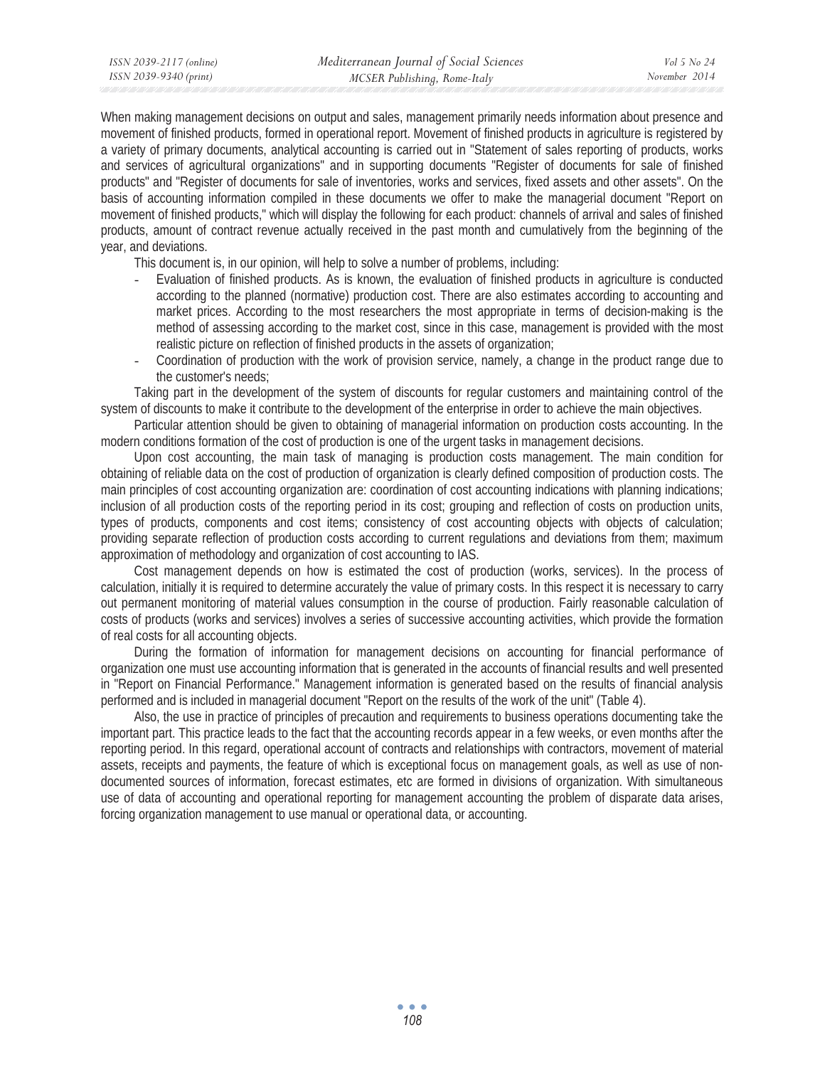When making management decisions on output and sales, management primarily needs information about presence and movement of finished products, formed in operational report. Movement of finished products in agriculture is registered by a variety of primary documents, analytical accounting is carried out in "Statement of sales reporting of products, works and services of agricultural organizations" and in supporting documents "Register of documents for sale of finished products" and "Register of documents for sale of inventories, works and services, fixed assets and other assets". On the basis of accounting information compiled in these documents we offer to make the managerial document "Report on movement of finished products," which will display the following for each product: channels of arrival and sales of finished products, amount of contract revenue actually received in the past month and cumulatively from the beginning of the year, and deviations.

This document is, in our opinion, will help to solve a number of problems, including:

- Evaluation of finished products. As is known, the evaluation of finished products in agriculture is conducted according to the planned (normative) production cost. There are also estimates according to accounting and market prices. According to the most researchers the most appropriate in terms of decision-making is the method of assessing according to the market cost, since in this case, management is provided with the most realistic picture on reflection of finished products in the assets of organization;
- Coordination of production with the work of provision service, namely, a change in the product range due to the customer's needs;

Taking part in the development of the system of discounts for regular customers and maintaining control of the system of discounts to make it contribute to the development of the enterprise in order to achieve the main objectives.

Particular attention should be given to obtaining of managerial information on production costs accounting. In the modern conditions formation of the cost of production is one of the urgent tasks in management decisions.

Upon cost accounting, the main task of managing is production costs management. The main condition for obtaining of reliable data on the cost of production of organization is clearly defined composition of production costs. The main principles of cost accounting organization are: coordination of cost accounting indications with planning indications; inclusion of all production costs of the reporting period in its cost; grouping and reflection of costs on production units, types of products, components and cost items; consistency of cost accounting objects with objects of calculation; providing separate reflection of production costs according to current regulations and deviations from them; maximum approximation of methodology and organization of cost accounting to IAS.

Cost management depends on how is estimated the cost of production (works, services). In the process of calculation, initially it is required to determine accurately the value of primary costs. In this respect it is necessary to carry out permanent monitoring of material values consumption in the course of production. Fairly reasonable calculation of costs of products (works and services) involves a series of successive accounting activities, which provide the formation of real costs for all accounting objects.

During the formation of information for management decisions on accounting for financial performance of organization one must use accounting information that is generated in the accounts of financial results and well presented in "Report on Financial Performance." Management information is generated based on the results of financial analysis performed and is included in managerial document "Report on the results of the work of the unit" (Table 4).

Also, the use in practice of principles of precaution and requirements to business operations documenting take the important part. This practice leads to the fact that the accounting records appear in a few weeks, or even months after the reporting period. In this regard, operational account of contracts and relationships with contractors, movement of material assets, receipts and payments, the feature of which is exceptional focus on management goals, as well as use of non-documented sources of information, forecast estimates, etc are formed in divisions of organization. With simultaneous use of data of accounting and operational reporting for management accounting the problem of disparate data arises, forcing organization management to use manual or operational data, or accounting.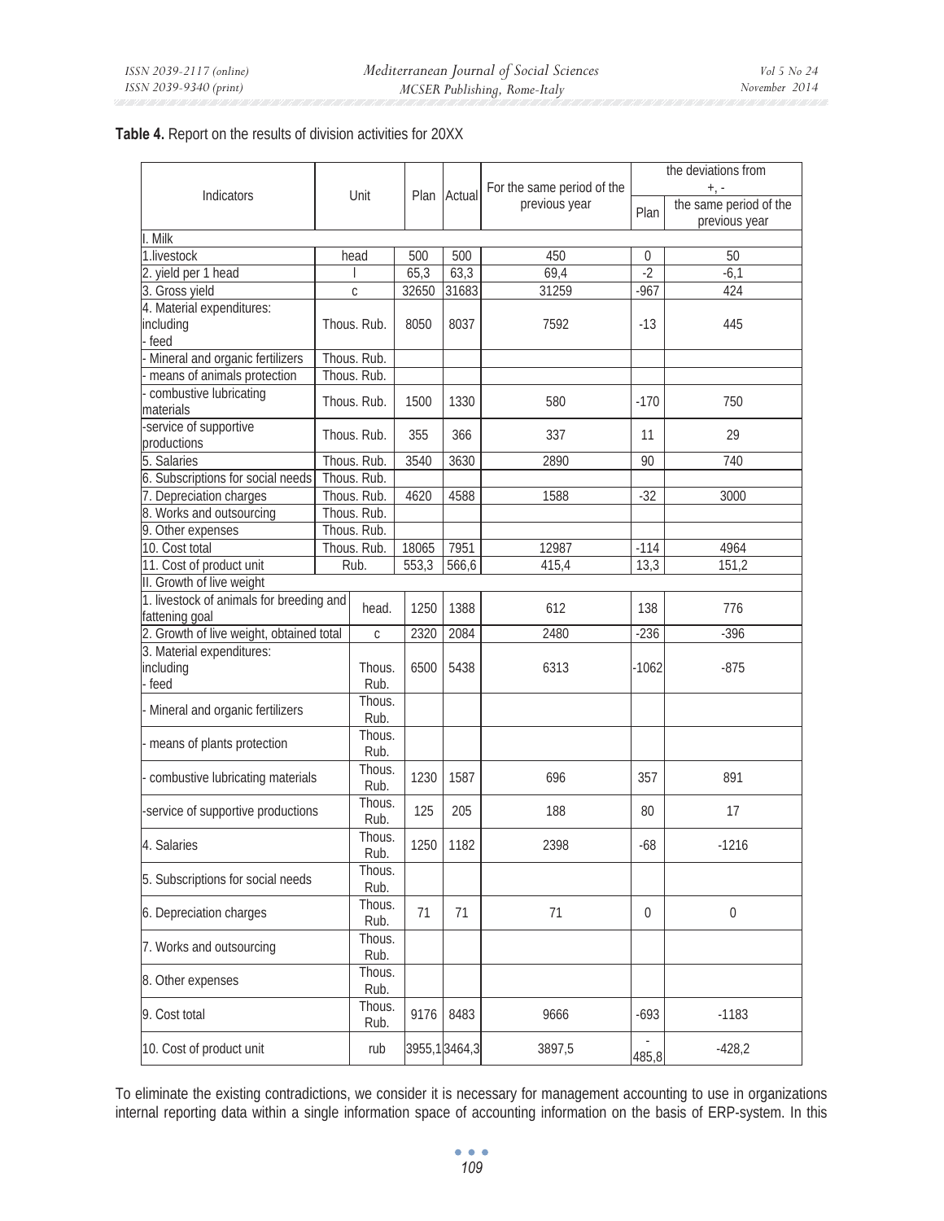**Table 4.** Report on the results of division activities for 20XX

| Indicators | Unit | Plan | Actual | For the same period of the previous year | the deviations from +, - | |
|---|---|---|---|---|---|---|
| | | | | | Plan | the same period of the previous year |
| I. Milk | | | | | | |
| 1.livestock | head | 500 | 500 | 450 | 0 | 50 |
| 2. yield per 1 head | l | 65,3 | 63,3 | 69,4 | -2 | -6,1 |
| 3. Gross yield | c | 32650 | 31683 | 31259 | -967 | 424 |
| 4. Material expenditures: including - feed | Thous. Rub. | 8050 | 8037 | 7592 | -13 | 445 |
| - Mineral and organic fertilizers | Thous. Rub. | | | | | |
| - means of animals protection | Thous. Rub. | | | | | |
| - combustive lubricating materials | Thous. Rub. | 1500 | 1330 | 580 | -170 | 750 |
| -service of supportive productions | Thous. Rub. | 355 | 366 | 337 | 11 | 29 |
| 5. Salaries | Thous. Rub. | 3540 | 3630 | 2890 | 90 | 740 |
| 6. Subscriptions for social needs | Thous. Rub. | | | | | |
| 7. Depreciation charges | Thous. Rub. | 4620 | 4588 | 1588 | -32 | 3000 |
| 8. Works and outsourcing | Thous. Rub. | | | | | |
| 9. Other expenses | Thous. Rub. | | | | | |
| 10. Cost total | Thous. Rub. | 18065 | 7951 | 12987 | -114 | 4964 |
| 11. Cost of product unit | Rub. | 553,3 | 566,6 | 415,4 | 13,3 | 151,2 |
| II. Growth of live weight | | | | | | |
| 1. livestock of animals for breeding and fattening goal | head. | 1250 | 1388 | 612 | 138 | 776 |
| 2. Growth of live weight, obtained total | c | 2320 | 2084 | 2480 | -236 | -396 |
| 3. Material expenditures: including - feed | Thous. Rub. | 6500 | 5438 | 6313 | -1062 | -875 |
| - Mineral and organic fertilizers | Thous. Rub. | | | | | |
| - means of plants protection | Thous. Rub. | | | | | |
| - combustive lubricating materials | Thous. Rub. | 1230 | 1587 | 696 | 357 | 891 |
| -service of supportive productions | Thous. Rub. | 125 | 205 | 188 | 80 | 17 |
| 4. Salaries | Thous. Rub. | 1250 | 1182 | 2398 | -68 | -1216 |
| 5. Subscriptions for social needs | Thous. Rub. | | | | | |
| 6. Depreciation charges | Thous. Rub. | 71 | 71 | 71 | 0 | 0 |
| 7. Works and outsourcing | Thous. Rub. | | | | | |
| 8. Other expenses | Thous. Rub. | | | | | |
| 9. Cost total | Thous. Rub. | 9176 | 8483 | 9666 | -693 | -1183 |
| 10. Cost of product unit | rub | 3955,1 | 3464,3 | 3897,5 | -485,8 | -428,2 |

To eliminate the existing contradictions, we consider it is necessary for management accounting to use in organizations internal reporting data within a single information space of accounting information on the basis of ERP-system. In this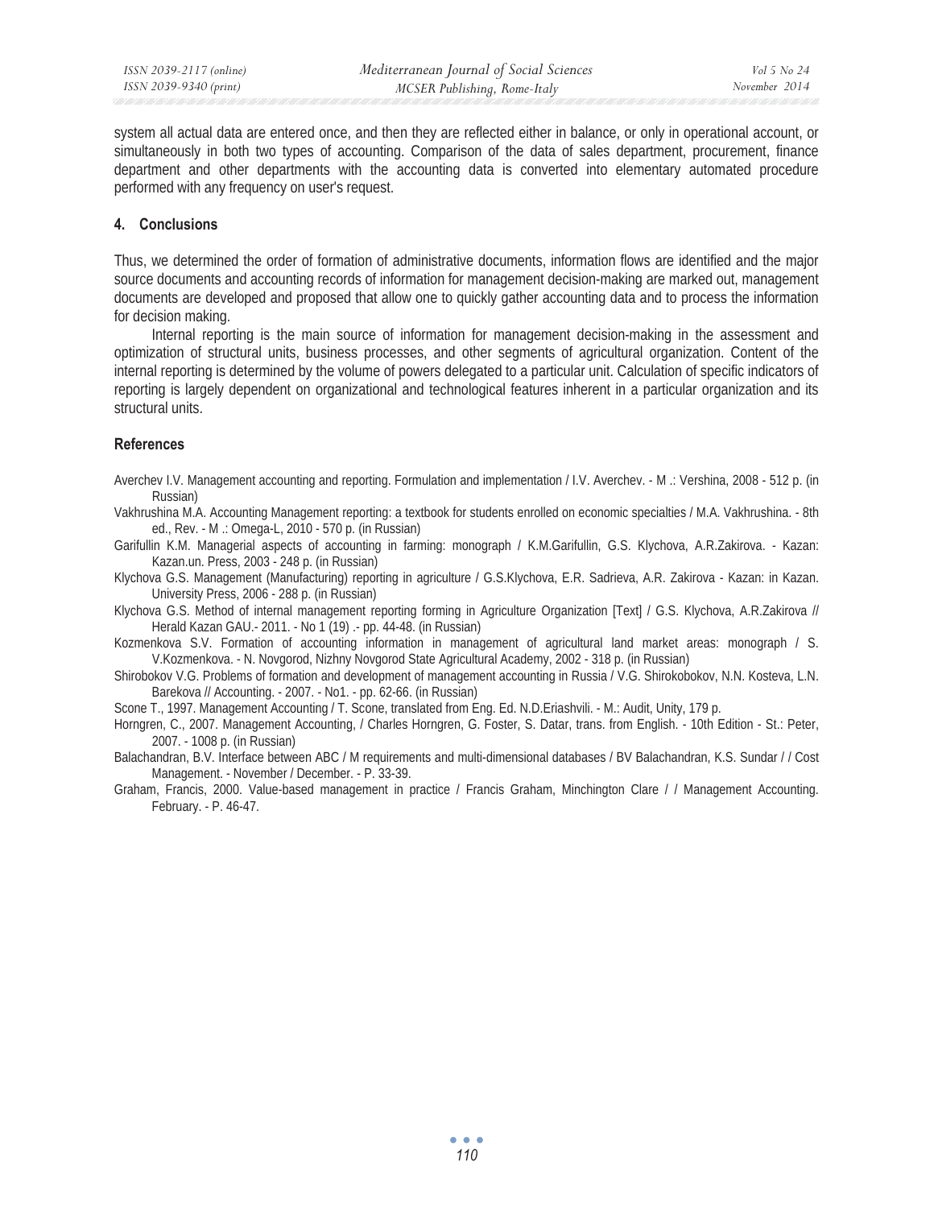system all actual data are entered once, and then they are reflected either in balance, or only in operational account, or simultaneously in both two types of accounting. Comparison of the data of sales department, procurement, finance department and other departments with the accounting data is converted into elementary automated procedure performed with any frequency on user's request.

## 4. Conclusions

Thus, we determined the order of formation of administrative documents, information flows are identified and the major source documents and accounting records of information for management decision-making are marked out, management documents are developed and proposed that allow one to quickly gather accounting data and to process the information for decision making.

Internal reporting is the main source of information for management decision-making in the assessment and optimization of structural units, business processes, and other segments of agricultural organization. Content of the internal reporting is determined by the volume of powers delegated to a particular unit. Calculation of specific indicators of reporting is largely dependent on organizational and technological features inherent in a particular organization and its structural units.

## References

Averchev I.V. Management accounting and reporting. Formulation and implementation / I.V. Averchev. - M .: Vershina, 2008 - 512 p. (in Russian)

Vakhrushina M.A. Accounting Management reporting: a textbook for students enrolled on economic specialties / M.A. Vakhrushina. - 8th ed., Rev. - M .: Omega-L, 2010 - 570 p. (in Russian)

Garifullin K.M. Managerial aspects of accounting in farming: monograph / K.M.Garifullin, G.S. Klychova, A.R.Zakirova. - Kazan: Kazan.un. Press, 2003 - 248 p. (in Russian)

Klychova G.S. Management (Manufacturing) reporting in agriculture / G.S.Klychova, E.R. Sadrieva, A.R. Zakirova - Kazan: in Kazan. University Press, 2006 - 288 p. (in Russian)

Klychova G.S. Method of internal management reporting forming in Agriculture Organization [Text] / G.S. Klychova, A.R.Zakirova // Herald Kazan GAU.- 2011. - No 1 (19) .- pp. 44-48. (in Russian)

Kozmenkova S.V. Formation of accounting information in management of agricultural land market areas: monograph / S. V.Kozmenkova. - N. Novgorod, Nizhny Novgorod State Agricultural Academy, 2002 - 318 p. (in Russian)

Shirobokov V.G. Problems of formation and development of management accounting in Russia / V.G. Shirokobokov, N.N. Kosteva, L.N. Barekova // Accounting. - 2007. - No1. - pp. 62-66. (in Russian)

Scone T., 1997. Management Accounting / T. Scone, translated from Eng. Ed. N.D.Eriashvili. - M.: Audit, Unity, 179 p.

Horngren, C., 2007. Management Accounting, / Charles Horngren, G. Foster, S. Datar, trans. from English. - 10th Edition - St.: Peter, 2007. - 1008 p. (in Russian)

Balachandran, B.V. Interface between ABC / M requirements and multi-dimensional databases / BV Balachandran, K.S. Sundar / / Cost Management. - November / December. - P. 33-39.

Graham, Francis, 2000. Value-based management in practice / Francis Graham, Minchington Clare / / Management Accounting. February. - P. 46-47.